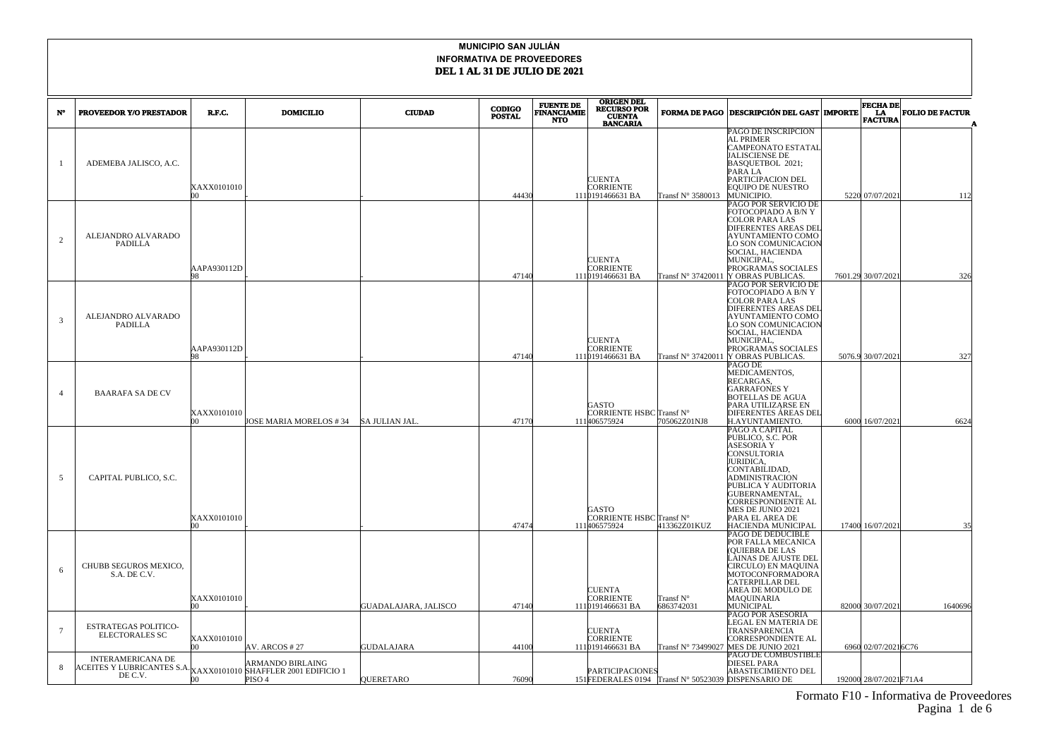# MUNICIPIO SAN JULIÁN

## INFORMATIVA DE PROVEEDORES

## DEL 1 AL 31 DE JULIO DE 2021

| Nº | PROVEEDOR Y/O PRESTADOR | R.F.C. | DOMICILIO | CIUDAD | CODIGO POSTAL | FUENTE DE FINANCIAMIENTO | ORIGEN DEL RECURSO POR CUENTA BANCARIA | FORMA DE PAGO | DESCRIPCIÓN DEL GASTO | IMPORTE | FECHA DE LA FACTURA | FOLIO DE FACTURA |
|---|---|---|---|---|---|---|---|---|---|---|---|---|
| 1 | ADEMEBA JALISCO, A.C. | XAXX010101000 | - | - | 44430 | 111 | CUENTA CORRIENTE 0191466631 BA | Transf Nº 3580013 | PAGO DE INSCRIPCION AL PRIMER CAMPEONATO ESTATAL JALISCIENSE DE BASQUETBOL 2021; PARA LA PARTICIPACION DEL EQUIPO DE NUESTRO MUNICIPIO. | 5220 | 07/07/2021 | 112 |
| 2 | ALEJANDRO ALVARADO PADILLA | AAPA930112D98 | - | - | 47140 | 111 | CUENTA CORRIENTE 0191466631 BA | Transf Nº 37420011 | PAGO POR SERVICIO DE FOTOCOPIADO A B/N Y COLOR PARA LAS DIFERENTES AREAS DEL AYUNTAMIENTO COMO LO SON COMUNICACION SOCIAL, HACIENDA MUNICIPAL, PROGRAMAS SOCIALES Y OBRAS PUBLICAS. | 7601.29 | 30/07/2021 | 326 |
| 3 | ALEJANDRO ALVARADO PADILLA | AAPA930112D98 | - | - | 47140 | 111 | CUENTA CORRIENTE 0191466631 BA | Transf Nº 37420011 | PAGO POR SERVICIO DE FOTOCOPIADO A B/N Y COLOR PARA LAS DIFERENTES AREAS DEL AYUNTAMIENTO COMO LO SON COMUNICACION SOCIAL, HACIENDA MUNICIPAL, PROGRAMAS SOCIALES Y OBRAS PUBLICAS. | 5076.9 | 30/07/2021 | 327 |
| 4 | BAARAFA SA DE CV | XAXX010101000 | JOSE MARIA MORELOS # 34 | SA JULIAN JAL. | 47170 | 111 | GASTO CORRIENTE HSBC 406575924 | Transf Nº 705062Z01NJ8 | PAGO DE MEDICAMENTOS, RECARGAS, GARRAFONES Y BOTELLAS DE AGUA PARA UTILIZARSE EN DIFERENTES AREAS DEL H.AYUNTAMIENTO. | 6000 | 16/07/2021 | 6624 |
| 5 | CAPITAL PUBLICO, S.C. | XAXX010101000 | - | - | 47474 | 111 | GASTO CORRIENTE HSBC 406575924 | Transf Nº 413362Z01KUZ | PAGO A CAPITAL PUBLICO, S.C. POR ASESORIA Y CONSULTORIA JURIDICA, CONTABILIDAD, ADMINISTRACION PUBLICA Y AUDITORIA GUBERNAMENTAL, CORRESPONDIENTE AL MES DE JUNIO 2021 PARA EL AREA DE HACIENDA MUNICIPAL | 17400 | 16/07/2021 | 35 |
| 6 | CHUBB SEGUROS MEXICO, S.A. DE C.V. | XAXX010101000 | - | GUADALAJARA, JALISCO | 47140 | 111 | CUENTA CORRIENTE 0191466631 BA | Transf Nº 6863742031 | PAGO DE DEDUCIBLE POR FALLA MECANICA (QUIEBRA DE LAS LAINAS DE AJUSTE DEL CIRCULO) EN MAQUINA MOTOCONFORMADORA CATERPILLAR DEL AREA DE MODULO DE MAQUINARIA MUNICIPAL | 82000 | 30/07/2021 | 1640696 |
| 7 | ESTRATEGAS POLITICO-ELECTORALES SC | XAXX010101000 | AV. ARCOS # 27 | GUDALAJARA | 44100 | 111 | CUENTA CORRIENTE 0191466631 BA | Transf Nº 73499027 | PAGO POR ASESORIA LEGAL EN MATERIA DE TRANSPARENCIA CORRESPONDIENTE AL MES DE JUNIO 2021 | 6960 | 02/07/2021 | 6C76 |
| 8 | INTERAMERICANA DE ACEITES Y LUBRICANTES S.A. DE C.V. | XAXX010101000 | ARMANDO BIRLAING SHAFFLER 2001 EDIFICIO 1 PISO 4 | QUERETARO | 76090 | 151 | PARTICIPACIONES FEDERALES 0194 | Transf Nº 50523039 | PAGO DE COMBUSTIBLE DIESEL PARA ABASTECIMIENTO DEL DISPENSARIO DE | 192000 | 28/07/2021 | F71A4 |

Formato F10 - Informativa de Proveedores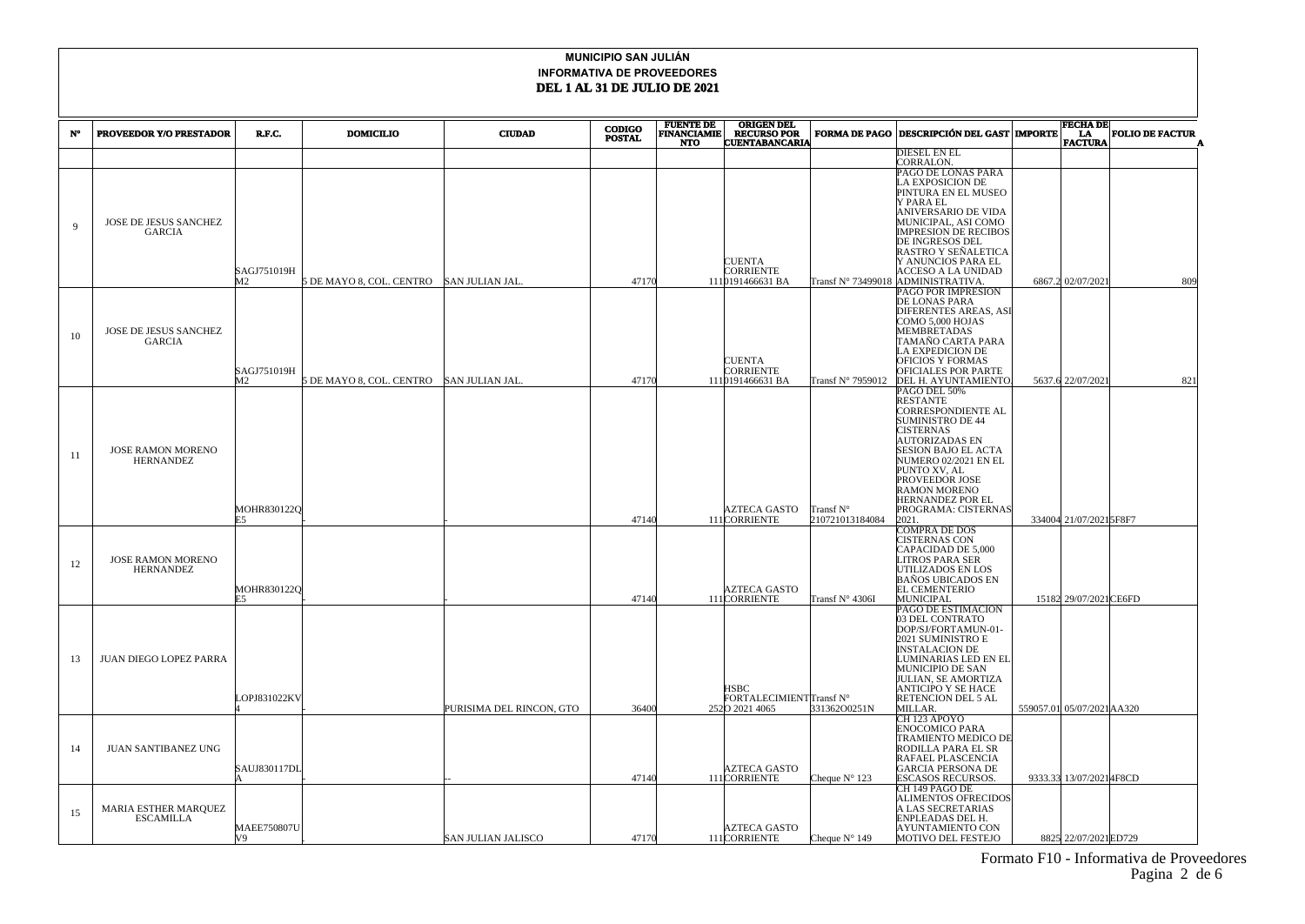# MUNICIPIO SAN JULIÁN
## INFORMATIVA DE PROVEEDORES
## DEL 1 AL 31 DE JULIO DE 2021

| N° | PROVEEDOR Y/O PRESTADOR | R.F.C. | DOMICILIO | CIUDAD | CODIGO POSTAL | FUENTE DE FINANCIAMIENTO | ORIGEN DEL RECURSO POR CUENTABANCARIA | FORMA DE PAGO | DESCRIPCIÓN DEL GASTO | IMPORTE | FECHA DE LA FACTURA | FOLIO DE FACTURA |
|---|---|---|---|---|---|---|---|---|---|---|---|---|
| | | | | | | | | | DIESEL EN EL CORRALON. | | | |
| 9 | JOSE DE JESUS SANCHEZ GARCIA | SAGJ751019HM2 | 5 DE MAYO 8, COL. CENTRO | SAN JULIAN JAL. | 47170 | 111 | CUENTA CORRIENTE 0191466631 BA | Transf N° 73499018 | PAGO DE LONAS PARA LA EXPOSICION DE PINTURA EN EL MUSEO Y PARA EL ANIVERSARIO DE VIDA MUNICIPAL, ASI COMO IMPRESION DE RECIBOS DE INGRESOS DEL RASTRO Y SEÑALETICA Y ANUNCIOS PARA EL ACCESO A LA UNIDAD ADMINISTRATIVA. | 6867.2 | 02/07/2021 | 809 |
| 10 | JOSE DE JESUS SANCHEZ GARCIA | SAGJ751019HM2 | 5 DE MAYO 8, COL. CENTRO | SAN JULIAN JAL. | 47170 | 111 | CUENTA CORRIENTE 0191466631 BA | Transf N° 7959012 | PAGO POR IMPRESION DE LONAS PARA DIFERENTES AREAS, ASI COMO 5,000 HOJAS MEMBRETADAS TAMAÑO CARTA PARA LA EXPEDICION DE OFICIOS Y FORMAS OFICIALES POR PARTE DEL H. AYUNTAMIENTO. | 5637.6 | 22/07/2021 | 821 |
| 11 | JOSE RAMON MORENO HERNANDEZ | MOHR830122QE5 | - | - | 47140 | 111 | AZTECA GASTO CORRIENTE | Transf N° 210721013184084 | PAGO DEL 50% RESTANTE CORRESPONDIENTE AL SUMINISTRO DE 44 CISTERNAS AUTORIZADAS EN SESION BAJO EL ACTA NUMERO 02/2021 EN EL PUNTO XV, AL PROVEEDOR JOSE RAMON MORENO HERNANDEZ POR EL PROGRAMA: CISTERNAS 2021. | 334004 | 21/07/2021 | 5F8F7 |
| 12 | JOSE RAMON MORENO HERNANDEZ | MOHR830122QE5 | - | - | 47140 | 111 | AZTECA GASTO CORRIENTE | Transf N° 4306I | COMPRA DE DOS CISTERNAS CON CAPACIDAD DE 5,000 LITROS PARA SER UTILIZADOS EN LOS BAÑOS UBICADOS EN EL CEMENTERIO MUNICIPAL | 15182 | 29/07/2021 | CE6FD |
| 13 | JUAN DIEGO LOPEZ PARRA | LOPJ831022KV4 | - | PURISIMA DEL RINCON, GTO | 36400 | 252 | HSBC FORTALECIMIENTO 2021 4065 | Transf N° 331362O0251N | PAGO DE ESTIMACION 03 DEL CONTRATO DOP/SJ/FORTAMUN-01-2021 SUMINISTRO E INSTALACION DE LUMINARIAS LED EN EL MUNICIPIO DE SAN JULIAN, SE AMORTIZA ANTICIPO Y SE HACE RETENCION DEL 5 AL MILLAR. | 559057.01 | 05/07/2021 | AA320 |
| 14 | JUAN SANTIBANEZ UNG | SAUJ830117DLA | - | -- | 47140 | 111 | AZTECA GASTO CORRIENTE | Cheque N° 123 | CH 123 APOYO ENOCOMICO PARA TRAMIENTO MEDICO DE RODILLA PARA EL SR RAFAEL PLASCENCIA GARCIA PERSONA DE ESCASOS RECURSOS. | 9333.33 | 13/07/2021 | 4F8CD |
| 15 | MARIA ESTHER MARQUEZ ESCAMILLA | MAEE750807UV9 | - | SAN JULIAN JALISCO | 47170 | 111 | AZTECA GASTO CORRIENTE | Cheque N° 149 | CH 149 PAGO DE ALIMENTOS OFRECIDOS A LAS SECRETARIAS ENPLEADAS DEL H. AYUNTAMIENTO CON MOTIVO DEL FESTEJO | 8825 | 22/07/2021 | ED729 |

Formato F10 - Informativa de Proveedores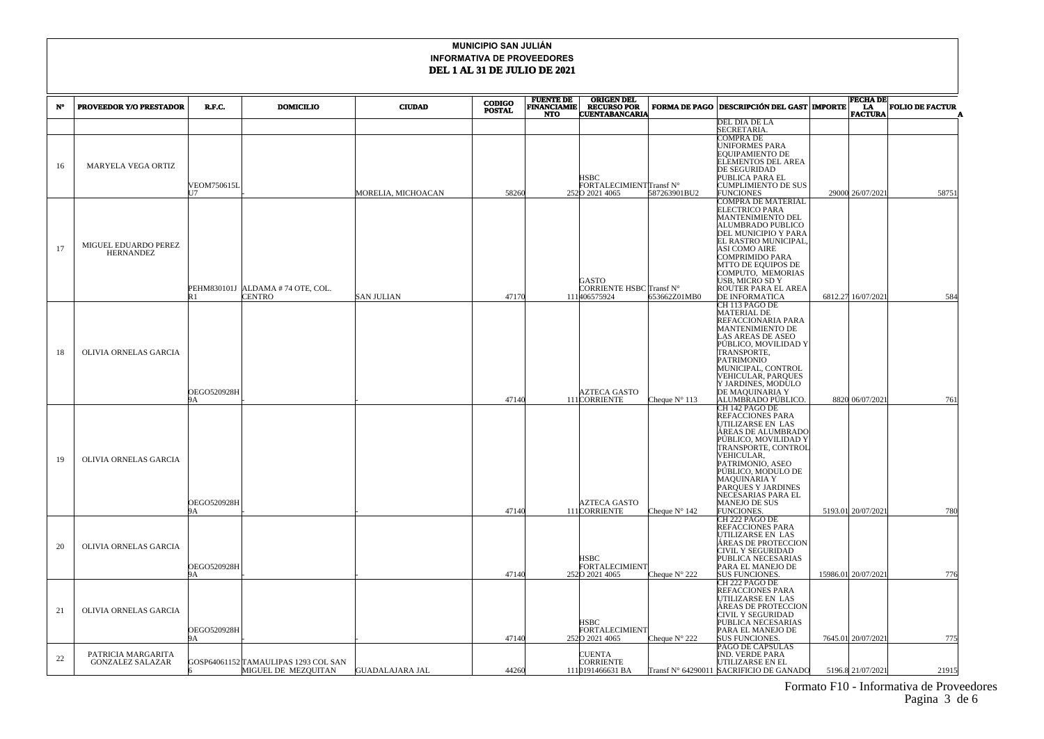**MUNICIPIO SAN JULIÁN**

**INFORMATIVA DE PROVEEDORES**

**DEL 1 AL 31 DE JULIO DE 2021**

| N° | PROVEEDOR Y/O PRESTADOR | R.F.C. | DOMICILIO | CIUDAD | CODIGO POSTAL | FUENTE DE FINANCIAMIENTO | ORIGEN DEL RECURSO POR CUENTABANCARIA | FORMA DE PAGO | DESCRIPCIÓN DEL GASTO | IMPORTE | FECHA DE LA FACTURA | FOLIO DE FACTURA |
|---|---|---|---|---|---|---|---|---|---|---|---|---|
| | | | | | | | | | DEL DIA DE LA SECRETARIA. | | | |
| 16 | MARYELA VEGA ORTIZ | VEOM750615LU7 | - | MORELIA, MICHOACAN | 58260 | 252 | HSBC FORTALECIMIENTO 2021 4065 | Transf N° 587263901BU2 | COMPRA DE UNIFORMES PARA EQUIPAMIENTO DE ELEMENTOS DEL AREA DE SEGURIDAD PUBLICA PARA EL CUMPLIMIENTO DE SUS FUNCIONES | 29000 | 26/07/2021 | 58751 |
| 17 | MIGUEL EDUARDO PEREZ HERNANDEZ | PEHM830101JR1 | ALDAMA # 74 OTE, COL. CENTRO | SAN JULIAN | 47170 | 111 | GASTO CORRIENTE HSBC 406575924 | Transf N° 653662Z01MB0 | COMPRA DE MATERIAL ELECTRICO PARA MANTENIMIENTO DEL ALUMBRADO PUBLICO DEL MUNICIPIO Y PARA EL RASTRO MUNICIPAL, ASI COMO AIRE COMPRIMIDO PARA MTTO DE EQUIPOS DE COMPUTO, MEMORIAS USB, MICRO SD Y ROUTER PARA EL AREA DE INFORMATICA | 6812.27 | 16/07/2021 | 584 |
| 18 | OLIVIA ORNELAS GARCIA | OEGO520928H9A | - | - | 47140 | 111 | AZTECA GASTO CORRIENTE | Cheque N° 113 | CH 113 PAGO DE MATERIAL DE REFACCIONARIA PARA MANTENIMIENTO DE LAS AREAS DE ASEO PÚBLICO, MOVILIDAD Y TRANSPORTE, PATRIMONIO MUNICIPAL, CONTROL VEHICULAR, PARQUES Y JARDINES, MODULO DE MAQUINARIA Y ALUMBRADO PÚBLICO. | 8820 | 06/07/2021 | 761 |
| 19 | OLIVIA ORNELAS GARCIA | OEGO520928H9A | - | - | 47140 | 111 | AZTECA GASTO CORRIENTE | Cheque N° 142 | CH 142 PAGO DE REFACCIONES PARA UTILIZARSE EN LAS ÁREAS DE ALUMBRADO PÚBLICO, MOVILIDAD Y TRANSPORTE, CONTROL VEHICULAR, PATRIMONIO, ASEO PÚBLICO, MODULO DE MAQUINARIA Y PARQUES Y JARDINES NECESARIAS PARA EL MANEJO DE SUS FUNCIONES. | 5193.01 | 20/07/2021 | 780 |
| 20 | OLIVIA ORNELAS GARCIA | OEGO520928H9A | - | - | 47140 | 252 | HSBC FORTALECIMIENTO 2021 4065 | Cheque N° 222 | CH 222 PAGO DE REFACCIONES PARA UTILIZARSE EN LAS ÁREAS DE PROTECCION CIVIL Y SEGURIDAD PUBLICA NECESARIAS PARA EL MANEJO DE SUS FUNCIONES. | 15986.01 | 20/07/2021 | 776 |
| 21 | OLIVIA ORNELAS GARCIA | OEGO520928H9A | - | - | 47140 | 252 | HSBC FORTALECIMIENTO 2021 4065 | Cheque N° 222 | CH 222 PAGO DE REFACCIONES PARA UTILIZARSE EN LAS ÁREAS DE PROTECCION CIVIL Y SEGURIDAD PUBLICA NECESARIAS PARA EL MANEJO DE SUS FUNCIONES. | 7645.01 | 20/07/2021 | 775 |
| 22 | PATRICIA MARGARITA GONZALEZ SALAZAR | GOSP640611526 | TAMAULIPAS 1293 COL SAN MIGUEL DE MEZQUITAN | GUADALAJARA JAL | 44260 | 111 | CUENTA CORRIENTE 0191466631 BA | Transf N° 64290011 | PAGO DE CAPSULAS IND. VERDE PARA UTILIZARSE EN EL SACRIFICIO DE GANADO | 5196.8 | 21/07/2021 | 21915 |

Formato F10 - Informativa de Proveedores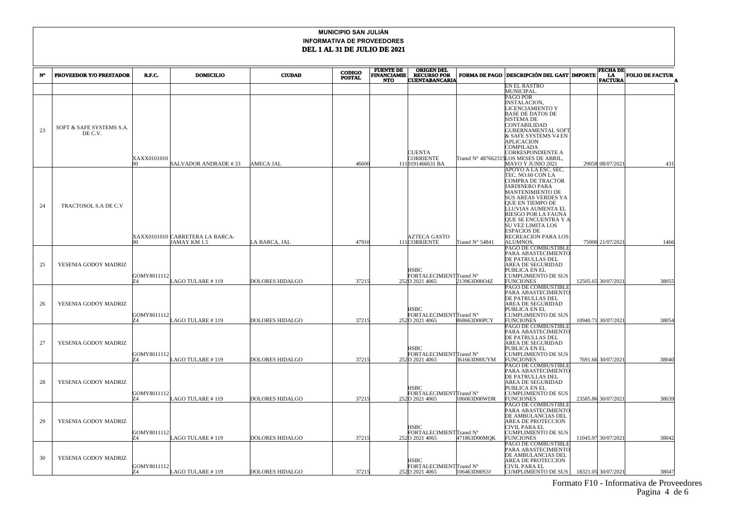**MUNICIPIO SAN JULIÁN**
**INFORMATIVA DE PROVEEDORES**
**DEL 1 AL 31 DE JULIO DE 2021**

| Nº | PROVEEDOR Y/O PRESTADOR | R.F.C. | DOMICILIO | CIUDAD | CODIGO POSTAL | FUENTE DE FINANCIAMIENTO | ORIGEN DEL RECURSO POR CUENTABANCARIA | FORMA DE PAGO | DESCRIPCIÓN DEL GASTO | IMPORTE | FECHA DE LA FACTURA | FOLIO DE FACTURA |
|---|---|---|---|---|---|---|---|---|---|---|---|---|
| | | | | | | | | | EN EL RASTRO MUNICIPAL. | | | |
| 23 | SOFT & SAFE SYSTEMS S.A. DE C.V. | XAXX010101000 | SALVADOR ANDRADE # 33 | AMECA JAL | 46600 | 111 | CUENTA CORRIENTE 0191466631 BA | Transf Nº 487662315 | PAGO POR INSTALACION, LICENCIAMIENTO Y BASE DE DATOS DE SISTEMA DE CONTABILIDAD GUBERNAMENTAL SOFT & SAFE SYSTEMS V4 EN APLICACION COMPILADA CORRESPONDIENTE A LOS MESES DE ABRIL, MAYO Y JUNIO 2021 | 29058 | 08/07/2021 | 431 |
| 24 | TRACTOSOL S.A DE C.V | XAXX010101000 | CARRETERA LA BARCA-JAMAY KM 1.5 | LA BARCA, JAL | 47910 | 111 | AZTECA GASTO CORRIENTE | Transf Nº 54841 | APOYO A LA ESC. SEC. TEC. NO.60 CON LA COMPRA DE TRACTOR JARDINERO PARA MANTENIMIENTO DE SUS AREAS VERDES YA QUE EN TIEMPO DE LLUVIAS AUMENTA EL RIESGO POR LA FAUNA QUE SE ENCUENTRA Y A SU VEZ LIMITA LOS ESPACIOS DE RECREACION PARA LOS ALUMNOS. | 75000 | 21/07/2021 | 1466 |
| 25 | YESENIA GODOY MADRIZ | GOMY801112Z4 | LAGO TULARE # 119 | DOLORES HIDALGO | 37215 | 252 | HSBC FORTALECIMIENTO 2021 4065 | Transf Nº 213963D00O4Z | PAGO DE COMBUSTIBLE PARA ABASTECIMIENTO DE PATRULLAS DEL AREA DE SEGURIDAD PUBLICA EN EL CUMPLIMIENTO DE SUS FUNCIONES | 12505.65 | 30/07/2021 | 38055 |
| 26 | YESENIA GODOY MADRIZ | GOMY801112Z4 | LAGO TULARE # 119 | DOLORES HIDALGO | 37215 | 252 | HSBC FORTALECIMIENTO 2021 4065 | Transf Nº 868663D00PCY | PAGO DE COMBUSTIBLE PARA ABASTECIMIENTO DE PATRULLAS DEL AREA DE SEGURIDAD PUBLICA EN EL CUMPLIMIENTO DE SUS FUNCIONES | 10940.71 | 30/07/2021 | 38054 |
| 27 | YESENIA GODOY MADRIZ | GOMY801112Z4 | LAGO TULARE # 119 | DOLORES HIDALGO | 37215 | 252 | HSBC FORTALECIMIENTO 2021 4065 | Transf Nº 361663D00UYM | PAGO DE COMBUSTIBLE PARA ABASTECIMIENTO DE PATRULLAS DEL AREA DE SEGURIDAD PUBLICA EN EL CUMPLIMIENTO DE SUS FUNCIONES | 7691.66 | 30/07/2021 | 38040 |
| 28 | YESENIA GODOY MADRIZ | GOMY801112Z4 | LAGO TULARE # 119 | DOLORES HIDALGO | 37215 | 252 | HSBC FORTALECIMIENTO 2021 4065 | Transf Nº 186063D00WDR | PAGO DE COMBUSTIBLE PARA ABASTECIMIENTO DE PATRULLAS DEL AREA DE SEGURIDAD PUBLICA EN EL CUMPLIMIENTO DE SUS FUNCIONES | 23585.86 | 30/07/2021 | 38039 |
| 29 | YESENIA GODOY MADRIZ | GOMY801112Z4 | LAGO TULARE # 119 | DOLORES HIDALGO | 37215 | 252 | HSBC FORTALECIMIENTO 2021 4065 | Transf Nº 471863D00MQK | PAGO DE COMBUSTIBLE PARA ABASTECIMIENTO DE AMBULANCIAS DEL AREA DE PROTECCION CIVIL PARA EL CUMPLIMIENTO DE SUS FUNCIONES | 11045.97 | 30/07/2021 | 38042 |
| 30 | YESENIA GODOY MADRIZ | GOMY801112Z4 | LAGO TULARE # 119 | DOLORES HIDALGO | 37215 | 252 | HSBC FORTALECIMIENTO 2021 4065 | Transf Nº 106463D00S3J | PAGO DE COMBUSTIBLE PARA ABASTECIMIENTO DE AMBULANCIAS DEL AREA DE PROTECCION CIVIL PARA EL CUMPLIMIENTO DE SUS | 18321.05 | 30/07/2021 | 38047 |

Formato F10 - Informativa de Proveedores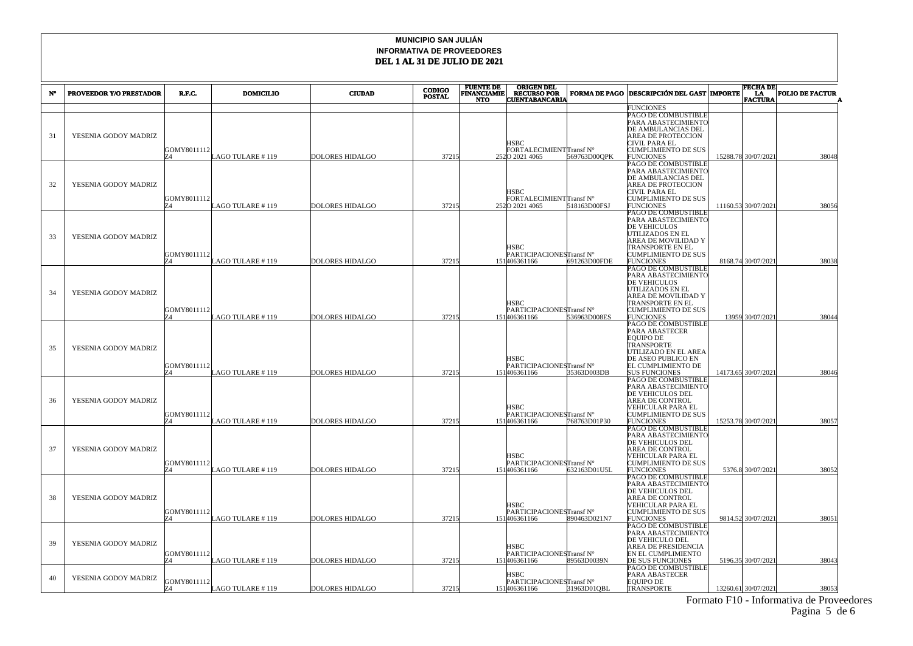# MUNICIPIO SAN JULIÁN

## INFORMATIVA DE PROVEEDORES

### DEL 1 AL 31 DE JULIO DE 2021

| N° | PROVEEDOR Y/O PRESTADOR | R.F.C. | DOMICILIO | CIUDAD | CODIGO POSTAL | FUENTE DE FINANCIAMIENTO | ORIGEN DEL RECURSO POR CUENTABANCARIA | FORMA DE PAGO | DESCRIPCIÓN DEL GASTO | IMPORTE | FECHA DE LA FACTURA | FOLIO DE FACTURA |
|---|---|---|---|---|---|---|---|---|---|---|---|---|
| | | | | | | | | | FUNCIONES | | | |
| 31 | YESENIA GODOY MADRIZ | GOMY8011112Z4 | LAGO TULARE # 119 | DOLORES HIDALGO | 37215 | 252 | HSBC FORTALECIMIENTO 2021 4065 | Transf N° 569763D00QPK | PAGO DE COMBUSTIBLE PARA ABASTECIMIENTO DE AMBULANCIAS DEL AREA DE PROTECCION CIVIL PARA EL CUMPLIMIENTO DE SUS FUNCIONES | 15288.78 | 30/07/2021 | 38048 |
| 32 | YESENIA GODOY MADRIZ | GOMY8011112Z4 | LAGO TULARE # 119 | DOLORES HIDALGO | 37215 | 252 | HSBC FORTALECIMIENTO 2021 4065 | Transf N° 518163D00FSJ | PAGO DE COMBUSTIBLE PARA ABASTECIMIENTO DE AMBULANCIAS DEL AREA DE PROTECCION CIVIL PARA EL CUMPLIMIENTO DE SUS FUNCIONES | 11160.53 | 30/07/2021 | 38056 |
| 33 | YESENIA GODOY MADRIZ | GOMY8011112Z4 | LAGO TULARE # 119 | DOLORES HIDALGO | 37215 | 151 | HSBC PARTICIPACIONES 406361166 | Transf N° 691263D00FDE | PAGO DE COMBUSTIBLE PARA ABASTECIMIENTO DE VEHICULOS UTILIZADOS EN EL AREA DE MOVILIDAD Y TRANSPORTE EN EL CUMPLIMIENTO DE SUS FUNCIONES | 8168.74 | 30/07/2021 | 38038 |
| 34 | YESENIA GODOY MADRIZ | GOMY8011112Z4 | LAGO TULARE # 119 | DOLORES HIDALGO | 37215 | 151 | HSBC PARTICIPACIONES 406361166 | Transf N° 536963D008ES | PAGO DE COMBUSTIBLE PARA ABASTECIMIENTO DE VEHICULOS UTILIZADOS EN EL AREA DE MOVILIDAD Y TRANSPORTE EN EL CUMPLIMIENTO DE SUS FUNCIONES | 13959 | 30/07/2021 | 38044 |
| 35 | YESENIA GODOY MADRIZ | GOMY8011112Z4 | LAGO TULARE # 119 | DOLORES HIDALGO | 37215 | 151 | HSBC PARTICIPACIONES 406361166 | Transf N° 35363D003DB | PAGO DE COMBUSTIBLE PARA ABASTECER EQUIPO DE TRANSPORTE UTILIZADO EN EL AREA DE ASEO PUBLICO EN EL CUMPLIMIENTO DE SUS FUNCIONES | 14173.65 | 30/07/2021 | 38046 |
| 36 | YESENIA GODOY MADRIZ | GOMY8011112Z4 | LAGO TULARE # 119 | DOLORES HIDALGO | 37215 | 151 | HSBC PARTICIPACIONES 406361166 | Transf N° 768763D01P30 | PAGO DE COMBUSTIBLE PARA ABASTECIMIENTO DE VEHICULOS DEL AREA DE CONTROL VEHICULAR PARA EL CUMPLIMIENTO DE SUS FUNCIONES | 15253.78 | 30/07/2021 | 38057 |
| 37 | YESENIA GODOY MADRIZ | GOMY8011112Z4 | LAGO TULARE # 119 | DOLORES HIDALGO | 37215 | 151 | HSBC PARTICIPACIONES 406361166 | Transf N° 632163D01U5L | PAGO DE COMBUSTIBLE PARA ABASTECIMIENTO DE VEHICULOS DEL AREA DE CONTROL VEHICULAR PARA EL CUMPLIMIENTO DE SUS FUNCIONES | 5376.8 | 30/07/2021 | 38052 |
| 38 | YESENIA GODOY MADRIZ | GOMY8011112Z4 | LAGO TULARE # 119 | DOLORES HIDALGO | 37215 | 151 | HSBC PARTICIPACIONES 406361166 | Transf N° 890463D021N7 | PAGO DE COMBUSTIBLE PARA ABASTECIMIENTO DE VEHICULOS DEL AREA DE CONTROL VEHICULAR PARA EL CUMPLIMIENTO DE SUS FUNCIONES | 9814.52 | 30/07/2021 | 38051 |
| 39 | YESENIA GODOY MADRIZ | GOMY8011112Z4 | LAGO TULARE # 119 | DOLORES HIDALGO | 37215 | 151 | HSBC PARTICIPACIONES 406361166 | Transf N° 89563D0039N | PAGO DE COMBUSTIBLE PARA ABASTECIMIENTO DE VEHICULO DEL AREA DE PRESIDENCIA EN EL CUMPLIMIENTO DE SUS FUNCIONES | 5196.35 | 30/07/2021 | 38043 |
| 40 | YESENIA GODOY MADRIZ | GOMY8011112Z4 | LAGO TULARE # 119 | DOLORES HIDALGO | 37215 | 151 | HSBC PARTICIPACIONES 406361166 | Transf N° 31963D01QBL | PAGO DE COMBUSTIBLE PARA ABASTECER EQUIPO DE TRANSPORTE | 13260.61 | 30/07/2021 | 38053 |

Formato F10 - Informativa de Proveedores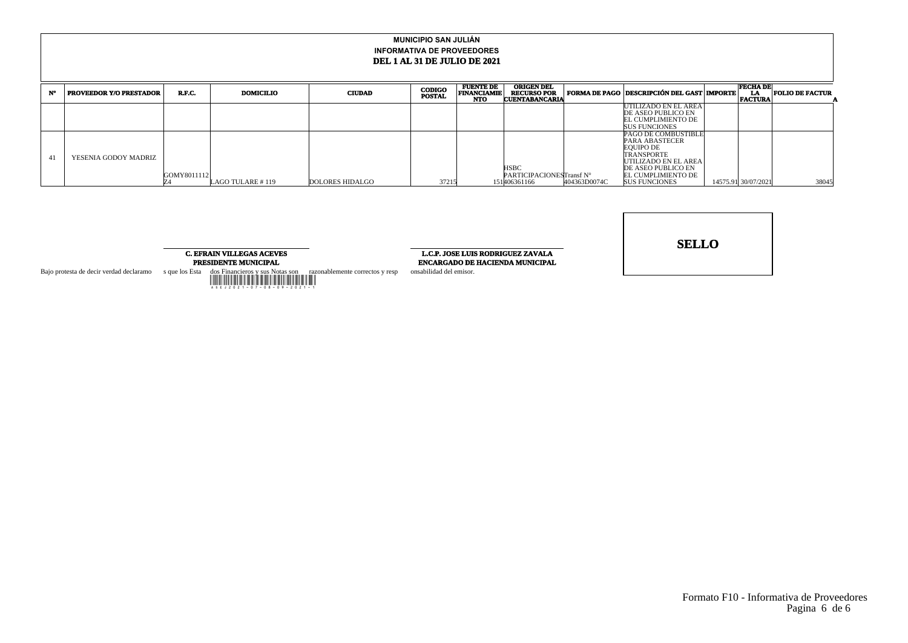# MUNICIPIO SAN JULIÁN

## INFORMATIVA DE PROVEEDORES

## DEL 1 AL 31 DE JULIO DE 2021

| N° | PROVEEDOR Y/O PRESTADOR | R.F.C. | DOMICILIO | CIUDAD | CODIGO POSTAL | FUENTE DE FINANCIAMIENTO | ORIGEN DEL RECURSO POR CUENTABANCARIA | FORMA DE PAGO | DESCRIPCIÓN DEL GASTO | IMPORTE | FECHA DE LA FACTURA | FOLIO DE FACTURA |
|---|---|---|---|---|---|---|---|---|---|---|---|---|
| | | | | | | | | | UTILIZADO EN EL AREA DE ASEO PUBLICO EN EL CUMPLIMIENTO DE SUS FUNCIONES | | | |
| 41 | YESENIA GODOY MADRIZ | GOMY8011112Z4 | LAGO TULARE # 119 | DOLORES HIDALGO | 37215 | 151 | HSBC PARTICIPACIONES 406361166 | Transf N° 404363D0074C | PAGO DE COMBUSTIBLE PARA ABASTECER EQUIPO DE TRANSPORTE UTILIZADO EN EL AREA DE ASEO PUBLICO EN EL CUMPLIMIENTO DE SUS FUNCIONES | 14575.91 | 30/07/2021 | 38045 |

**C. EFRAIN VILLEGAS ACEVES**
**PRESIDENTE MUNICIPAL**

**L.C.P. JOSE LUIS RODRIGUEZ ZAVALA**
**ENCARGADO DE HACIENDA MUNICIPAL**

**SELLO**

Bajo protesta de decir verdad declaramos que los Estados Financieros y sus Notas son razonablemente correctos y responsabilidad del emisor.

Formato F10 - Informativa de Proveedores